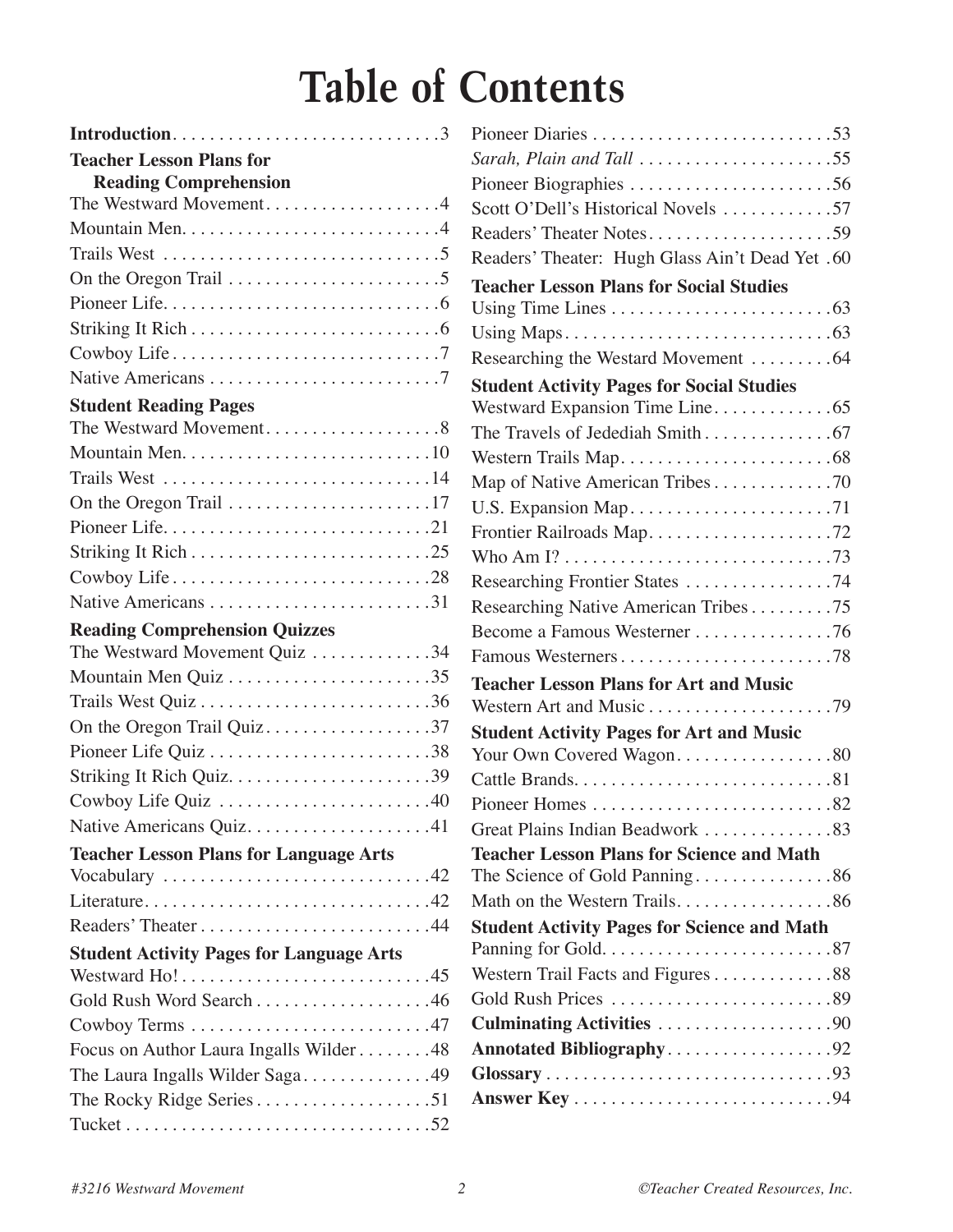# Table of Contents

**Introduction** . . . . . . . . . . 3

**Teacher Lesson Plans for Reading Comprehension**

- The Westward Movement . . . . . . . . . . 4
- Mountain Men . . . . . . . . . . 4
- Trails West . . . . . . . . . . 5
- On the Oregon Trail . . . . . . . . . . 5
- Pioneer Life . . . . . . . . . . 6
- Striking It Rich . . . . . . . . . . 6
- Cowboy Life . . . . . . . . . . 7
- Native Americans . . . . . . . . . . 7

**Student Reading Pages**

- The Westward Movement . . . . . . . . . . 8
- Mountain Men . . . . . . . . . . 10
- Trails West . . . . . . . . . . 14
- On the Oregon Trail . . . . . . . . . . 17
- Pioneer Life . . . . . . . . . . 21
- Striking It Rich . . . . . . . . . . 25
- Cowboy Life . . . . . . . . . . 28
- Native Americans . . . . . . . . . . 31

**Reading Comprehension Quizzes**

- The Westward Movement Quiz . . . . . . . . . . 34
- Mountain Men Quiz . . . . . . . . . . 35
- Trails West Quiz . . . . . . . . . . 36
- On the Oregon Trail Quiz . . . . . . . . . . 37
- Pioneer Life Quiz . . . . . . . . . . 38
- Striking It Rich Quiz . . . . . . . . . . 39
- Cowboy Life Quiz . . . . . . . . . . 40
- Native Americans Quiz . . . . . . . . . . 41

**Teacher Lesson Plans for Language Arts**

- Vocabulary . . . . . . . . . . 42
- Literature . . . . . . . . . . 42
- Readers' Theater . . . . . . . . . . 44

**Student Activity Pages for Language Arts**

- Westward Ho! . . . . . . . . . . 45
- Gold Rush Word Search . . . . . . . . . . 46
- Cowboy Terms . . . . . . . . . . 47
- Focus on Author Laura Ingalls Wilder . . . . . . . . . . 48
- The Laura Ingalls Wilder Saga . . . . . . . . . . 49
- The Rocky Ridge Series . . . . . . . . . . 51
- Tucket . . . . . . . . . . 52
- Pioneer Diaries . . . . . . . . . . 53
- *Sarah, Plain and Tall* . . . . . . . . . . 55
- Pioneer Biographies . . . . . . . . . . 56
- Scott O'Dell's Historical Novels . . . . . . . . . . 57
- Readers' Theater Notes . . . . . . . . . . 59
- Readers' Theater: Hugh Glass Ain't Dead Yet . 60

**Teacher Lesson Plans for Social Studies**

- Using Time Lines . . . . . . . . . . 63
- Using Maps . . . . . . . . . . 63
- Researching the Westard Movement . . . . . . . . . . 64

**Student Activity Pages for Social Studies**

- Westward Expansion Time Line . . . . . . . . . . 65
- The Travels of Jedediah Smith . . . . . . . . . . 67
- Western Trails Map . . . . . . . . . . 68
- Map of Native American Tribes . . . . . . . . . . 70
- U.S. Expansion Map . . . . . . . . . . 71
- Frontier Railroads Map . . . . . . . . . . 72
- Who Am I? . . . . . . . . . . 73
- Researching Frontier States . . . . . . . . . . 74
- Researching Native American Tribes . . . . . . . . . . 75
- Become a Famous Westerner . . . . . . . . . . 76
- Famous Westerners . . . . . . . . . . 78

**Teacher Lesson Plans for Art and Music**

- Western Art and Music . . . . . . . . . . 79

**Student Activity Pages for Art and Music**

- Your Own Covered Wagon . . . . . . . . . . 80
- Cattle Brands . . . . . . . . . . 81
- Pioneer Homes . . . . . . . . . . 82
- Great Plains Indian Beadwork . . . . . . . . . . 83

**Teacher Lesson Plans for Science and Math**

- The Science of Gold Panning . . . . . . . . . . 86
- Math on the Western Trails . . . . . . . . . . 86

**Student Activity Pages for Science and Math**

- Panning for Gold . . . . . . . . . . 87
- Western Trail Facts and Figures . . . . . . . . . . 88
- Gold Rush Prices . . . . . . . . . . 89

**Culminating Activities** . . . . . . . . . . 90

**Annotated Bibliography** . . . . . . . . . . 92

**Glossary** . . . . . . . . . . 93

**Answer Key** . . . . . . . . . . 94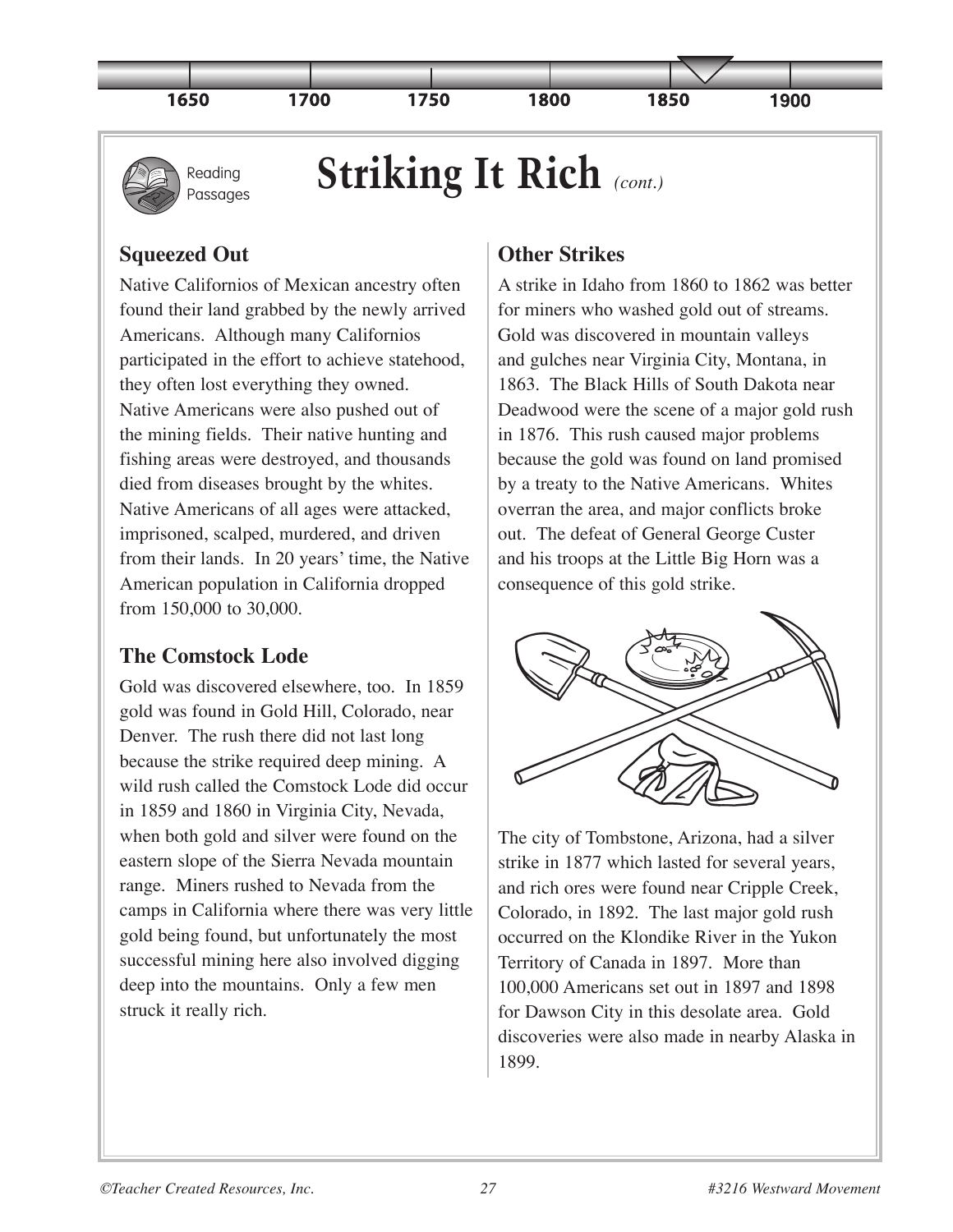# Striking It Rich *(cont.)*

## Squeezed Out

Native Californios of Mexican ancestry often found their land grabbed by the newly arrived Americans. Although many Californios participated in the effort to achieve statehood, they often lost everything they owned. Native Americans were also pushed out of the mining fields. Their native hunting and fishing areas were destroyed, and thousands died from diseases brought by the whites. Native Americans of all ages were attacked, imprisoned, scalped, murdered, and driven from their lands. In 20 years' time, the Native American population in California dropped from 150,000 to 30,000.

## The Comstock Lode

Gold was discovered elsewhere, too. In 1859 gold was found in Gold Hill, Colorado, near Denver. The rush there did not last long because the strike required deep mining. A wild rush called the Comstock Lode did occur in 1859 and 1860 in Virginia City, Nevada, when both gold and silver were found on the eastern slope of the Sierra Nevada mountain range. Miners rushed to Nevada from the camps in California where there was very little gold being found, but unfortunately the most successful mining here also involved digging deep into the mountains. Only a few men struck it really rich.

## Other Strikes

A strike in Idaho from 1860 to 1862 was better for miners who washed gold out of streams. Gold was discovered in mountain valleys and gulches near Virginia City, Montana, in 1863. The Black Hills of South Dakota near Deadwood were the scene of a major gold rush in 1876. This rush caused major problems because the gold was found on land promised by a treaty to the Native Americans. Whites overran the area, and major conflicts broke out. The defeat of General George Custer and his troops at the Little Big Horn was a consequence of this gold strike.

The city of Tombstone, Arizona, had a silver strike in 1877 which lasted for several years, and rich ores were found near Cripple Creek, Colorado, in 1892. The last major gold rush occurred on the Klondike River in the Yukon Territory of Canada in 1897. More than 100,000 Americans set out in 1897 and 1898 for Dawson City in this desolate area. Gold discoveries were also made in nearby Alaska in 1899.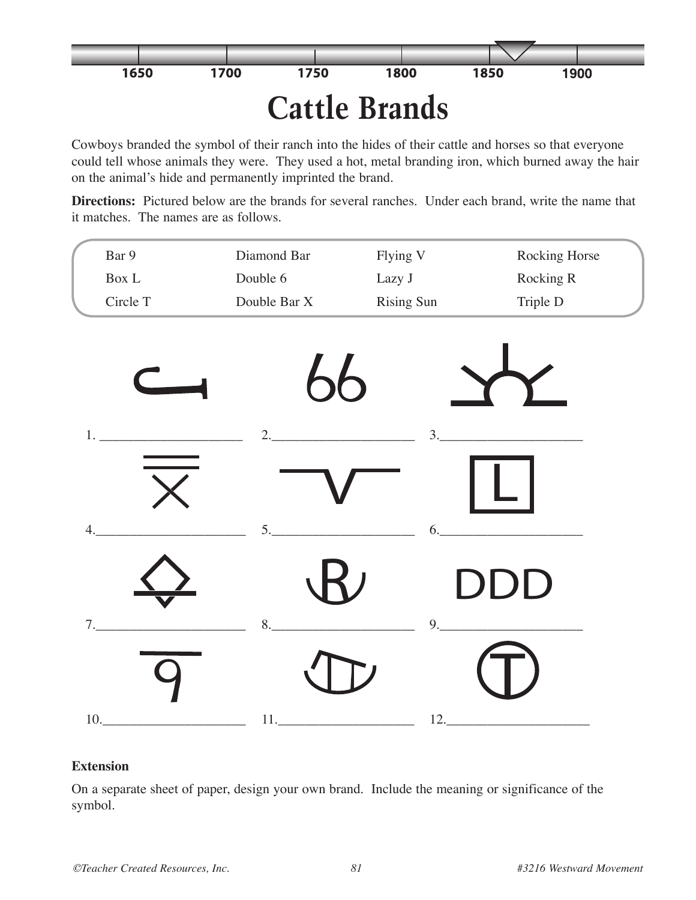1650 1700 1750 1800 1850 1900

# Cattle Brands

Cowboys branded the symbol of their ranch into the hides of their cattle and horses so that everyone could tell whose animals they were. They used a hot, metal branding iron, which burned away the hair on the animal's hide and permanently imprinted the brand.

**Directions:** Pictured below are the brands for several ranches. Under each brand, write the name that it matches. The names are as follows.

| | | | |
|---|---|---|---|
| Bar 9 | Diamond Bar | Flying V | Rocking Horse |
| Box L | Double 6 | Lazy J | Rocking R |
| Circle T | Double Bar X | Rising Sun | Triple D |

66

DDD

1. ____________________ 2. ____________________ 3. ____________________

4. ____________________ 5. ____________________ 6. ____________________

7. ____________________ 8. ____________________ 9. ____________________

10. ____________________ 11. ____________________ 12. ____________________

**Extension**

On a separate sheet of paper, design your own brand. Include the meaning or significance of the symbol.